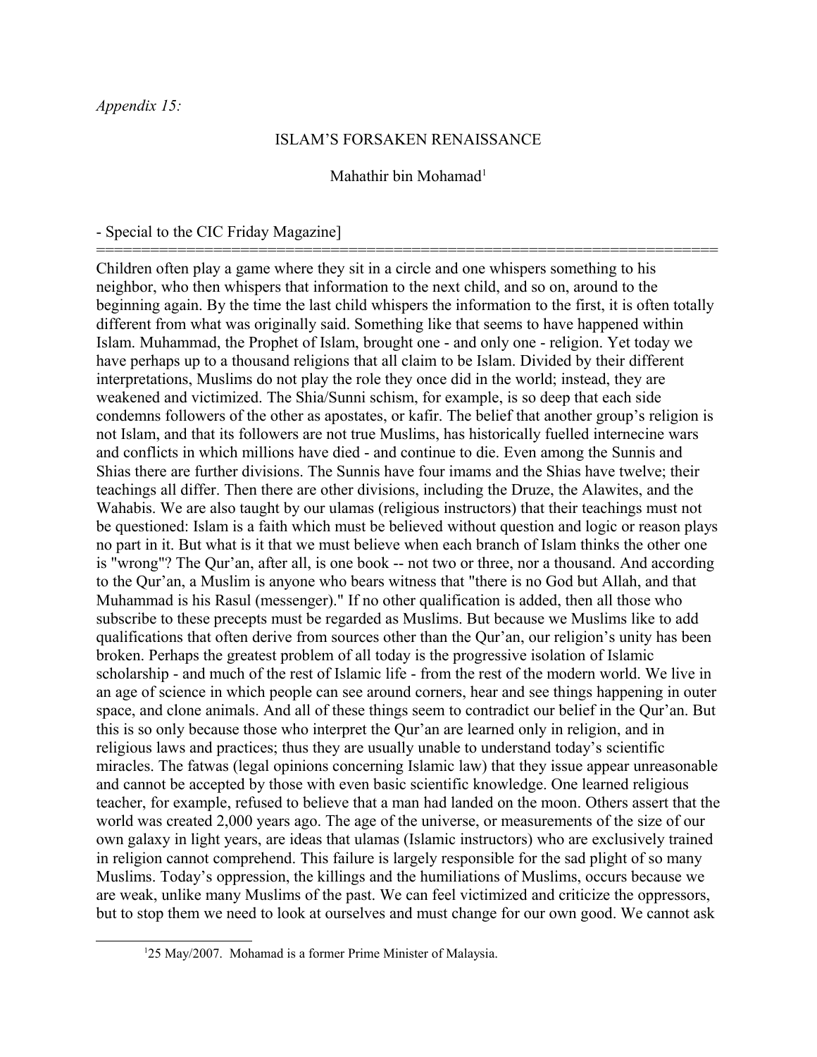*Appendix 15:*

# ISLAM'S FORSAKEN RENAISSANCE

Mahathir bin Mohamad[1]

- Special to the CIC Friday Magazine]

======================================================================

Children often play a game where they sit in a circle and one whispers something to his neighbor, who then whispers that information to the next child, and so on, around to the beginning again. By the time the last child whispers the information to the first, it is often totally different from what was originally said. Something like that seems to have happened within Islam. Muhammad, the Prophet of Islam, brought one - and only one - religion. Yet today we have perhaps up to a thousand religions that all claim to be Islam. Divided by their different interpretations, Muslims do not play the role they once did in the world; instead, they are weakened and victimized. The Shia/Sunni schism, for example, is so deep that each side condemns followers of the other as apostates, or kafir. The belief that another group's religion is not Islam, and that its followers are not true Muslims, has historically fuelled internecine wars and conflicts in which millions have died - and continue to die. Even among the Sunnis and Shias there are further divisions. The Sunnis have four imams and the Shias have twelve; their teachings all differ. Then there are other divisions, including the Druze, the Alawites, and the Wahabis. We are also taught by our ulamas (religious instructors) that their teachings must not be questioned: Islam is a faith which must be believed without question and logic or reason plays no part in it. But what is it that we must believe when each branch of Islam thinks the other one is "wrong"? The Qur'an, after all, is one book -- not two or three, nor a thousand. And according to the Qur'an, a Muslim is anyone who bears witness that "there is no God but Allah, and that Muhammad is his Rasul (messenger)." If no other qualification is added, then all those who subscribe to these precepts must be regarded as Muslims. But because we Muslims like to add qualifications that often derive from sources other than the Qur'an, our religion's unity has been broken. Perhaps the greatest problem of all today is the progressive isolation of Islamic scholarship - and much of the rest of Islamic life - from the rest of the modern world. We live in an age of science in which people can see around corners, hear and see things happening in outer space, and clone animals. And all of these things seem to contradict our belief in the Qur'an. But this is so only because those who interpret the Qur'an are learned only in religion, and in religious laws and practices; thus they are usually unable to understand today's scientific miracles. The fatwas (legal opinions concerning Islamic law) that they issue appear unreasonable and cannot be accepted by those with even basic scientific knowledge. One learned religious teacher, for example, refused to believe that a man had landed on the moon. Others assert that the world was created 2,000 years ago. The age of the universe, or measurements of the size of our own galaxy in light years, are ideas that ulamas (Islamic instructors) who are exclusively trained in religion cannot comprehend. This failure is largely responsible for the sad plight of so many Muslims. Today's oppression, the killings and the humiliations of Muslims, occurs because we are weak, unlike many Muslims of the past. We can feel victimized and criticize the oppressors, but to stop them we need to look at ourselves and must change for our own good. We cannot ask

[1] 25 May/2007. Mohamad is a former Prime Minister of Malaysia.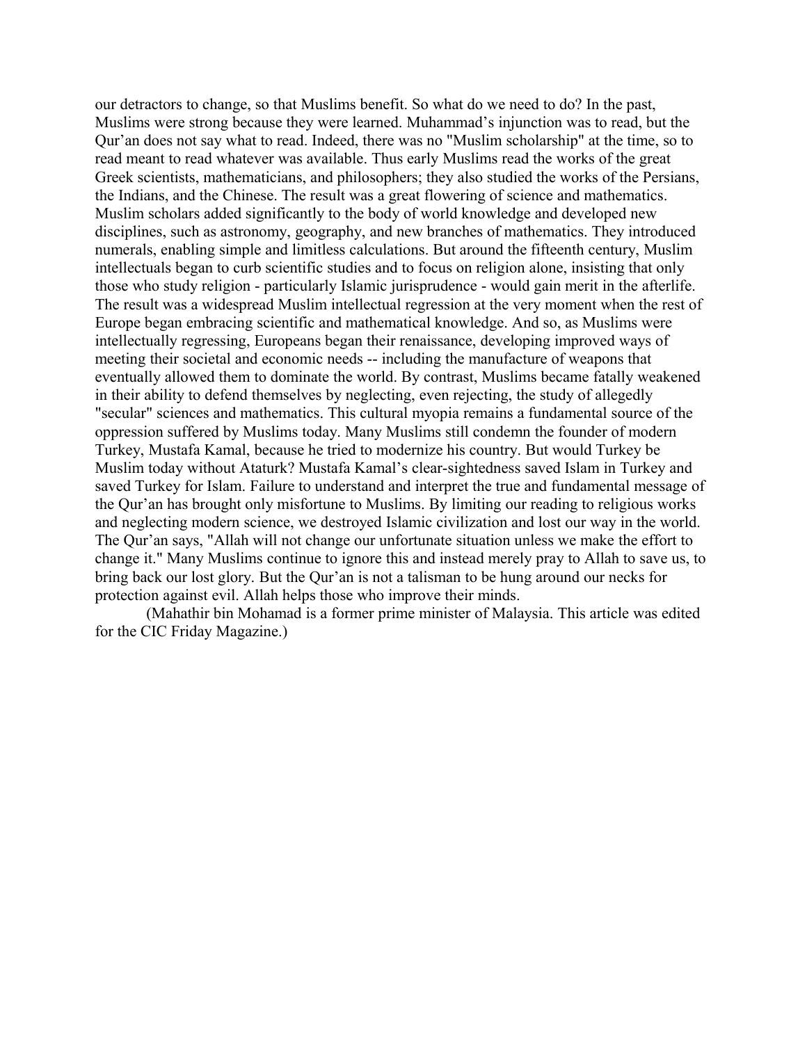our detractors to change, so that Muslims benefit. So what do we need to do? In the past, Muslims were strong because they were learned. Muhammad's injunction was to read, but the Qur'an does not say what to read. Indeed, there was no "Muslim scholarship" at the time, so to read meant to read whatever was available. Thus early Muslims read the works of the great Greek scientists, mathematicians, and philosophers; they also studied the works of the Persians, the Indians, and the Chinese. The result was a great flowering of science and mathematics. Muslim scholars added significantly to the body of world knowledge and developed new disciplines, such as astronomy, geography, and new branches of mathematics. They introduced numerals, enabling simple and limitless calculations. But around the fifteenth century, Muslim intellectuals began to curb scientific studies and to focus on religion alone, insisting that only those who study religion - particularly Islamic jurisprudence - would gain merit in the afterlife. The result was a widespread Muslim intellectual regression at the very moment when the rest of Europe began embracing scientific and mathematical knowledge. And so, as Muslims were intellectually regressing, Europeans began their renaissance, developing improved ways of meeting their societal and economic needs -- including the manufacture of weapons that eventually allowed them to dominate the world. By contrast, Muslims became fatally weakened in their ability to defend themselves by neglecting, even rejecting, the study of allegedly "secular" sciences and mathematics. This cultural myopia remains a fundamental source of the oppression suffered by Muslims today. Many Muslims still condemn the founder of modern Turkey, Mustafa Kamal, because he tried to modernize his country. But would Turkey be Muslim today without Ataturk? Mustafa Kamal's clear-sightedness saved Islam in Turkey and saved Turkey for Islam. Failure to understand and interpret the true and fundamental message of the Qur'an has brought only misfortune to Muslims. By limiting our reading to religious works and neglecting modern science, we destroyed Islamic civilization and lost our way in the world. The Qur'an says, "Allah will not change our unfortunate situation unless we make the effort to change it." Many Muslims continue to ignore this and instead merely pray to Allah to save us, to bring back our lost glory. But the Qur'an is not a talisman to be hung around our necks for protection against evil. Allah helps those who improve their minds.

(Mahathir bin Mohamad is a former prime minister of Malaysia. This article was edited for the CIC Friday Magazine.)